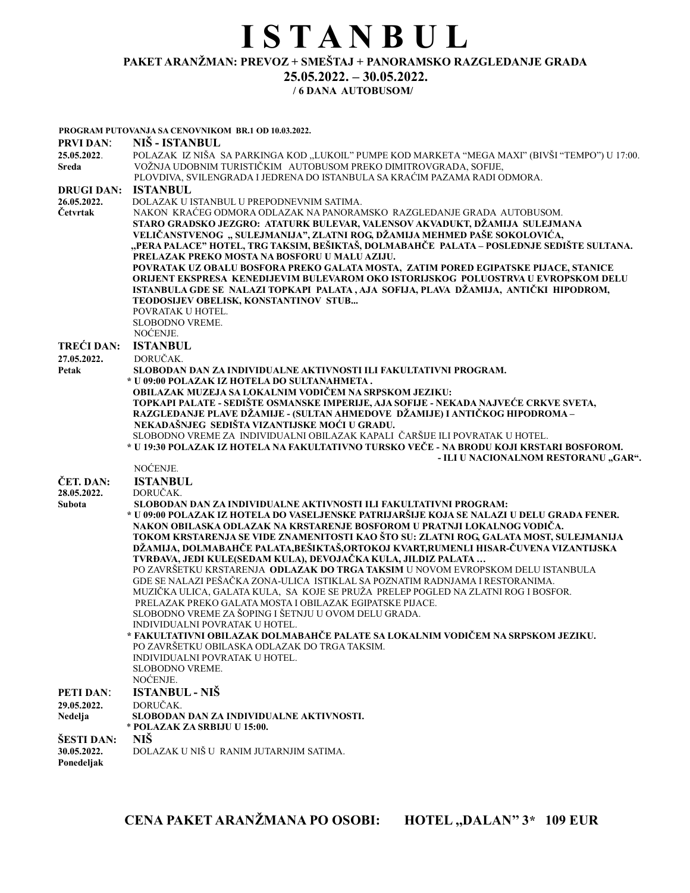# I S T A N B U L

**PAKET ARANŽMAN: PREVOZ + SMEŠTAJ + PANORAMSKO RAZGLEDANJE GRADA**

**25.05.2022. – 30.05.2022.**

**/ 6 DANA AUTOBUSOM/**

**PROGRAM PUTOVANJA SA CENOVNIKOM BR.1 OD 10.03.2022.**

**PRVI DAN: NIŠ - ISTANBUL**

**25.05.2022. Sreda**

POLAZAK IZ NIŠA SA PARKINGA KOD „LUKOIL" PUMPE KOD MARKETA "MEGA MAXI" (BIVŠI "TEMPO") U 17:00.
VOŽNJA UDOBNIM TURISTIČKIM AUTOBUSOM PREKO DIMITROVGRADA, SOFIJE, PLOVDIVA, SVILENGRADA I JEDRENA DO ISTANBULA SA KRAĆIM PAZAMA RADI ODMORA.

**DRUGI DAN: ISTANBUL**

**26.05.2022. Četvrtak**

DOLAZAK U ISTANBUL U PREPODNEVNIM SATIMA.
NAKON KRAĆEG ODMORA ODLAZAK NA PANORAMSKO RAZGLEDANJE GRADA AUTOBUSOM.
**STARO GRADSKO JEZGRO: ATATURK BULEVAR, VALENSOV AKVADUKT, DŽAMIJA SULEJMANA VELIČANSTVENOG „ SULEJMANIJA", ZLATNI ROG, DŽAMIJA MEHMED PAŠE SOKOLOVIĆA, „PERA PALACE" HOTEL, TRG TAKSIM, BEŠIKTAŠ, DOLMABAHČE PALATA – POSLEDNJE SEDIŠTE SULTANA. PRELAZAK PREKO MOSTA NA BOSFORU U MALU AZIJU.**
**POVRATAK UZ OBALU BOSFORA PREKO GALATA MOSTA, ZATIM PORED EGIPATSKE PIJACE, STANICE ORIJENT EKSPRESA KENEDIJEVIM BULEVAROM OKO ISTORIJSKOG POLUOSTRVA U EVROPSKOM DELU ISTANBULA GDE SE NALAZI TOPKAPI PALATA , AJA SOFIJA, PLAVA DŽAMIJA, ANTIČKI HIPODROM, TEODOSIJEV OBELISK, KONSTANTINOV STUB...**
POVRATAK U HOTEL.
SLOBODNO VREME.
NOĆENJE.

**TREĆI DAN: ISTANBUL**

**27.05.2022. Petak**

DORUČAK.
**SLOBODAN DAN ZA INDIVIDUALNE AKTIVNOSTI ILI FAKULTATIVNI PROGRAM.**
**\* U 09:00 POLAZAK IZ HOTELA DO SULTANAHMETA .**
**OBILAZAK MUZEJA SA LOKALNIM VODIČEM NA SRPSKOM JEZIKU: TOPKAPI PALATE - SEDIŠTE OSMANSKE IMPERIJE, AJA SOFIJE - NEKADA NAJVEĆE CRKVE SVETA, RAZGLEDANJE PLAVE DŽAMIJE - (SULTAN AHMEDOVE DŽAMIJE) I ANTIČKOG HIPODROMA – NEKADAŠNJEG SEDIŠTA VIZANTIJSKE MOĆI U GRADU.**
SLOBODNO VREME ZA INDIVIDUALNI OBILAZAK KAPALI ČARŠIJE ILI POVRATAK U HOTEL.
**\* U 19:30 POLAZAK IZ HOTELA NA FAKULTATIVNO TURSKO VEČE - NA BRODU KOJI KRSTARI BOSFOROM. - ILI U NACIONALNOM RESTORANU „GAR".**
NOĆENJE.

**ČET. DAN: ISTANBUL**

**28.05.2022. Subota**

DORUČAK.
**SLOBODAN DAN ZA INDIVIDUALNE AKTIVNOSTI ILI FAKULTATIVNI PROGRAM:**
**\* U 09:00 POLAZAK IZ HOTELA DO VASELJENSKE PATRIJARŠIJE KOJA SE NALAZI U DELU GRADA FENER. NAKON OBILASKA ODLAZAK NA KRSTARENJE BOSFOROM U PRATNJI LOKALNOG VODIČA. TOKOM KRSTARENJA SE VIDE ZNAMENITOSTI KAO ŠTO SU: ZLATNI ROG, GALATA MOST, SULEJMANIJA DŽAMIJA, DOLMABAHČE PALATA,BEŠIKTAŠ,ORTOKOJ KVART,RUMENLI HISAR-ČUVENA VIZANTIJSKA TVRĐAVA, JEDI KULE(SEDAM KULA), DEVOJAČKA KULA, JILDIZ PALATA …**
PO ZAVRŠETKU KRSTARENJA **ODLAZAK DO TRGA TAKSIM** U NOVOM EVROPSKOM DELU ISTANBULA GDE SE NALAZI PEŠAČKA ZONA-ULICA ISTIKLAL SA POZNATIM RADNJAMA I RESTORANIMA. MUZIČKA ULICA, GALATA KULA, SA KOJE SE PRUŽA PRELEP POGLED NA ZLATNI ROG I BOSFOR. PRELAZAK PREKO GALATA MOSTA I OBILAZAK EGIPATSKE PIJACE.
SLOBODNO VREME ZA ŠOPING I ŠETNJU U OVOM DELU GRADA.
INDIVIDUALNI POVRATAK U HOTEL.
**\* FAKULTATIVNI OBILAZAK DOLMABAHČE PALATE SA LOKALNIM VODIČEM NA SRPSKOM JEZIKU.**
PO ZAVRŠETKU OBILASKA ODLAZAK DO TRGA TAKSIM.
INDIVIDUALNI POVRATAK U HOTEL.
SLOBODNO VREME.
NOĆENJE.

**PETI DAN: ISTANBUL - NIŠ**

**29.05.2022. Nedelja**

DORUČAK.
**SLOBODAN DAN ZA INDIVIDUALNE AKTIVNOSTI.**
\* **POLAZAK ZA SRBIJU U 15:00.**

**ŠESTI DAN: NIŠ**

**30.05.2022. Ponedeljak**

DOLAZAK U NIŠ U RANIM JUTARNJIM SATIMA.

**CENA PAKET ARANŽMANA PO OSOBI: HOTEL „DALAN" 3\* 109 EUR**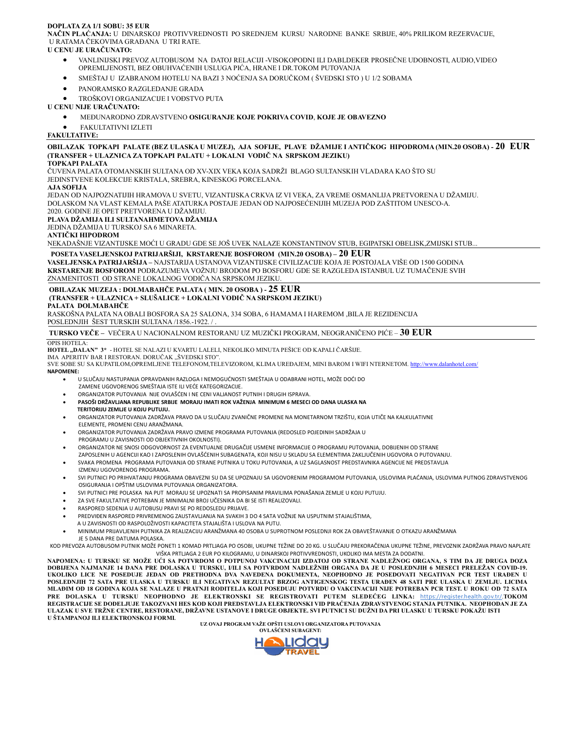**DOPLATA ZA 1/1 SOBU: 35 EUR**

**NAČIN PLAĆANJA:** U DINARSKOJ PROTIVVREDNOSTI PO SREDNJEM KURSU NARODNE BANKE SRBIJE, 40% PRILIKOM REZERVACIJE, U RATAMA ČEKOVIMA GRAĐANA U TRI RATE.

**U CENU JE URAČUNATO:**

- VANLINIJSKI PREVOZ AUTOBUSOM NA DATOJ RELACIJI -VISOKOPODNI ILI DABLDEKER PROSEČNE UDOBNOSTI, AUDIO,VIDEO OPREMLJENOSTI, BEZ OBUHVAĆENIH USLUGA PIĆA, HRANE I DR.TOKOM PUTOVANJA
- SMEŠTAJ U IZABRANOM HOTELU NA BAZI 3 NOĆENJA SA DORUČKOM ( ŠVEDSKI STO ) U 1/2 SOBAMA
- PANORAMSKO RAZGLEDANJE GRADA
- TROŠKOVI ORGANIZACIJE I VOĐSTVO PUTA

**U CENU NIJE URAČUNATO:**

- MEĐUNARODNO ZDRAVSTVENO **OSIGURANJE KOJE POKRIVA COVID**, **KOJE JE OBAVEZNO**
- FAKULTATIVNI IZLETI

**FAKULTATIVE:**

**OBILAZAK TOPKAPI PALATE (BEZ ULASKA U MUZEJ), AJA SOFIJE, PLAVE DŽAMIJE I ANTIČKOG HIPODROMA (MIN.20 OSOBA) - 20 EUR (TRANSFER + ULAZNICA ZA TOPKAPI PALATU + LOKALNI VODIČ NA SRPSKOM JEZIKU)**

**TOPKAPI PALATA**

ČUVENA PALATA OTOMANSKIH SULTANA OD XV-XIX VEKA KOJA SADRŽI BLAGO SULTANSKIH VLADARA KAO ŠTO SU JEDINSTVENE KOLEKCIJE KRISTALA, SREBRA, KINESKOG PORCELANA.

**AJA SOFIJA**

JEDAN OD NAJPOZNATIJIH HRAMOVA U SVETU, VIZANTIJSKA CRKVA IZ VI VEKA, ZA VREME OSMANLIJA PRETVORENA U DŽAMIJU. DOLASKOM NA VLAST KEMALA PAŠE ATATURKA POSTAJE JEDAN OD NAJPOSEĆENIJIH MUZEJA POD ZAŠTITOM UNESCO-A. 2020. GODINE JE OPET PRETVORENA U DŽAMIJU.

**PLAVA DŽAMIJA ILI SULTANAHMETOVA DŽAMIJA**

JEDINA DŽAMIJA U TURSKOJ SA 6 MINARETA.

**ANTIČKI HIPODROM**

NEKADAŠNJE VIZANTIJSKE MOĆI U GRADU GDE SE JOŠ UVEK NALAZE KONSTANTINOV STUB, EGIPATSKI OBELISK,ZMIJSKI STUB...

**POSETA VASELJENSKOJ PATRIJARŠIJI, KRSTARENJE BOSFOROM (MIN.20 OSOBA) – 20 EUR**

**VASELJENSKA PATRIJARŠIJA –** NAJSTARIJA USTANOVA VIZANTIJSKE CIVILIZACIJE KOJA JE POSTOJALA VIŠE OD 1500 GODINA
**KRSTARENJE BOSFOROM** PODRAZUMEVA VOŽNJU BRODOM PO BOSFORU GDE SE RAZGLEDA ISTANBUL UZ TUMAČENJE SVIH ZNAMENITOSTI OD STRANE LOKALNOG VODIČA NA SRPSKOM JEZIKU.

**OBILAZAK MUZEJA : DOLMABAHČE PALATA ( MIN. 20 OSOBA ) - 25 EUR (TRANSFER + ULAZNICA + SLUŠALICE + LOKALNI VODIČ NA SRPSKOM JEZIKU)**

**PALATA DOLMABAHČE**

RASKOŠNA PALATA NA OBALI BOSFORA SA 25 SALONA, 334 SOBA, 6 HAMAMA I HAREMOM ,BILA JE REZIDENCIJA POSLEDNJIH ŠEST TURSKIH SULTANA /1856.-1922. / .

**TURSKO VEČE –** VEČERA U NACIONALNOM RESTORANU UZ MUZIČKI PROGRAM, NEOGRANIČENO PIĆE – **30 EUR**

OPIS HOTELA:

**HOTEL „DALAN" 3\*** - HOTEL SE NALAZI U KVARTU LALELI, NEKOLIKO MINUTA PEŠICE OD KAPALI ČARŠIJE.
IMA APERITIV BAR I RESTORAN. DORUČAK „ŠVEDSKI STO".
SVE SOBE SU SA KUPATILOM,OPREMLJENE TELEFONOM,TELEVIZOROM, KLIMA UREĐAJEM, MINI BAROM I WIFI NTERNETOM. http://www.dalanhotel.com/

**NAPOMENE:**

- U SLUČAJU NASTUPANJA OPRAVDANIH RAZLOGA I NEMOGUĆNOSTI SMEŠTAJA U ODABRANI HOTEL, MOŽE DOĆI DO ZAMENE UGOVORENOG SMEŠTAJA ISTE ILI VEĆE KATEGORIZACIJE.
- ORGANIZATOR PUTOVANJA NIJE OVLAŠĆEN I NE CENI VALJANOST PUTNIH I DRUGIH ISPRAVA.
- **PASOŠI DRŽAVLJANA REPUBLIKE SRBIJE MORAJU IMATI ROK VAŽENJA MINIMUM 6 MESECI OD DANA ULASKA NA TERITORIJU ZEMLJE U KOJU PUTUJU.**
- ORGANIZATOR PUTOVANJA ZADRŽAVA PRAVO DA U SLUČAJU ZVANIČNE PROMENE NA MONETARNOM TRZIŠTU, KOJA UTIČE NA KALKULATIVNE ELEMENTE, PROMENI CENU ARANŽMANA.
- ORGANIZATOR PUTOVANJA ZADRŽAVA PRAVO IZMENE PROGRAMA PUTOVANJA (REDOSLED POJEDINIH SADRŽAJA U PROGRAMU U ZAVISNOSTI OD OBJEKTIVNIH OKOLNOSTI).
- ORGANIZATOR NE SNOSI ODGOVORNOST ZA EVENTUALNE DRUGAČIJE USMENE INFORMACIJE O PROGRAMU PUTOVANJA, DOBIJENIH OD STRANE ZAPOSLENIH U AGENCIJI KAO I ZAPOSLENIH OVLAŠĆENIH SUBAGENATA, KOJI NISU U SKLADU SA ELEMENTIMA ZAKLJUČENIH UGOVORA O PUTOVANJU.
- SVAKA PROMENA PROGRAMA PUTOVANJA OD STRANE PUTNIKA U TOKU PUTOVANJA, A UZ SAGLASNOST PREDSTAVNIKA AGENCIJE NE PREDSTAVLJA IZMENU UGOVORENOG PROGRAMA.
- SVI PUTNICI PO PRIHVATANJU PROGRAMA OBAVEZNI SU DA SE UPOZNAJU SA UGOVORENIM PROGRAMOM PUTOVANJA, USLOVIMA PLAĆANJA, USLOVIMA PUTNOG ZDRAVSTVENOG OSIGURANJA I OPŠTIM USLOVIMA PUTOVANJA ORGANIZATORA.
- SVI PUTNICI PRE POLASKA NA PUT MORAJU SE UPOZNATI SA PROPISANIM PRAVILIMA PONAŠANJA ZEMLJE U KOJU PUTUJU.
- ZA SVE FAKULTATIVE POTREBAN JE MINIMALNI BROJ UČESNIKA DA BI SE ISTI REALIZOVALI.
- RASPORED SEDENJA U AUTOBUSU PRAVI SE PO REDOSLEDU PRIJAVE.
- PREDVIĐEN RASPORED PRIVREMENOG ZAUSTAVLJANJA NA SVAKIH 3 DO 4 SATA VOŽNJE NA USPUTNIM STAJALIŠTIMA, A U ZAVISNOSTI OD RASPOLOŽIVOSTI KAPACITETA STAJALIŠTA I USLOVA NA PUTU.
- MINIMUM PRIJAVLJENIH PUTNIKA ZA REALIZACIJU ARANŽMANA 40 OSOBA U SUPROTNOM POSLEDNJI ROK ZA OBAVEŠTAVANJE O OTKAZU ARANŽMANA JE 5 DANA PRE DATUMA POLASKA.

KOD PREVOZA AUTOBUSOM PUTNIK MOŽE PONETI 1 KOMAD PRTLJAGA PO OSOBI, UKUPNE TEŽINE DO 20 KG. U SLUČAJU PREKORAČENJA UKUPNE TEŽINE, PREVOZNIK ZADRŽAVA PRAVO NAPLATE VIŠKA PRTLJAGA 2 EUR PO KILOGRAMU, U DINARSKOJ PROTIVVREDNOSTI, UKOLIKO IMA MESTA ZA DODATNI.

**NAPOMENA: U TURSKU SE MOŽE UĆI SA POTVRDOM O POTPUNOJ VAKCINACIJI IZDATOJ OD STRANE NADLEŽNOG ORGANA, S TIM DA JE DRUGA DOZA DOBIJENA NAJMANJE 14 DANA PRE DOLASKA U TURSKU, I/ILI SA POTVRDOM NADLEŽNIH ORGANA DA JE U POSLEDNJIH 6 MESECI PRELEŽAN COVID-19. UKOLIKO LICE NE POSEDUJE JEDAN OD PRETHODNA DVA NAVEDENA DOKUMENTA, NEOPHODNO JE POSEDOVATI NEGATIVAN PCR TEST URAĐEN U POSLEDNJIH 72 SATA PRE ULASKA U TURSKU ILI NEGATIVAN REZULTAT BRZOG ANTIGENSKOG TESTA URAĐEN 48 SATI PRE ULASKA U ZEMLJU. LICIMA MLAĐIM OD 18 GODINA KOJA SE NALAZE U PRATNJI RODITELJA KOJI POSEDUJU POTVRDU O VAKCINACIJI NIJE POTREBAN PCR TEST. U ROKU OD 72 SATA PRE DOLASKA U TURSKU NEOPHODNO JE ELEKTRONSKI SE REGISTROVATI PUTEM SLEDEĆEG LINKA:** https://register.health.gov.tr/. **TOKOM REGISTRACIJE SE DODELJUJE TAKOZVANI HES KOD KOJI PREDSTAVLJA ELEKTRONSKI VID PRAĆENJA ZDRAVSTVENOG STANJA PUTNIKA. NEOPHODAN JE ZA ULAZAK U SVE TRŽNE CENTRE, RESTORANE, DRŽAVNE USTANOVE I DRUGE OBJEKTE. SVI PUTNICI SU DUŽNI DA PRI ULASKU U TURSKU POKAŽU ISTI U ŠTAMPANOJ ILI ELEKTRONSKOJ FORMI.**

**UZ OVAJ PROGRAM VAŽE OPŠTI USLOVI ORGANIZATORA PUTOVANJA**

**OVLAŠĆENI SUBAGENT:**

Holiday TRAVEL